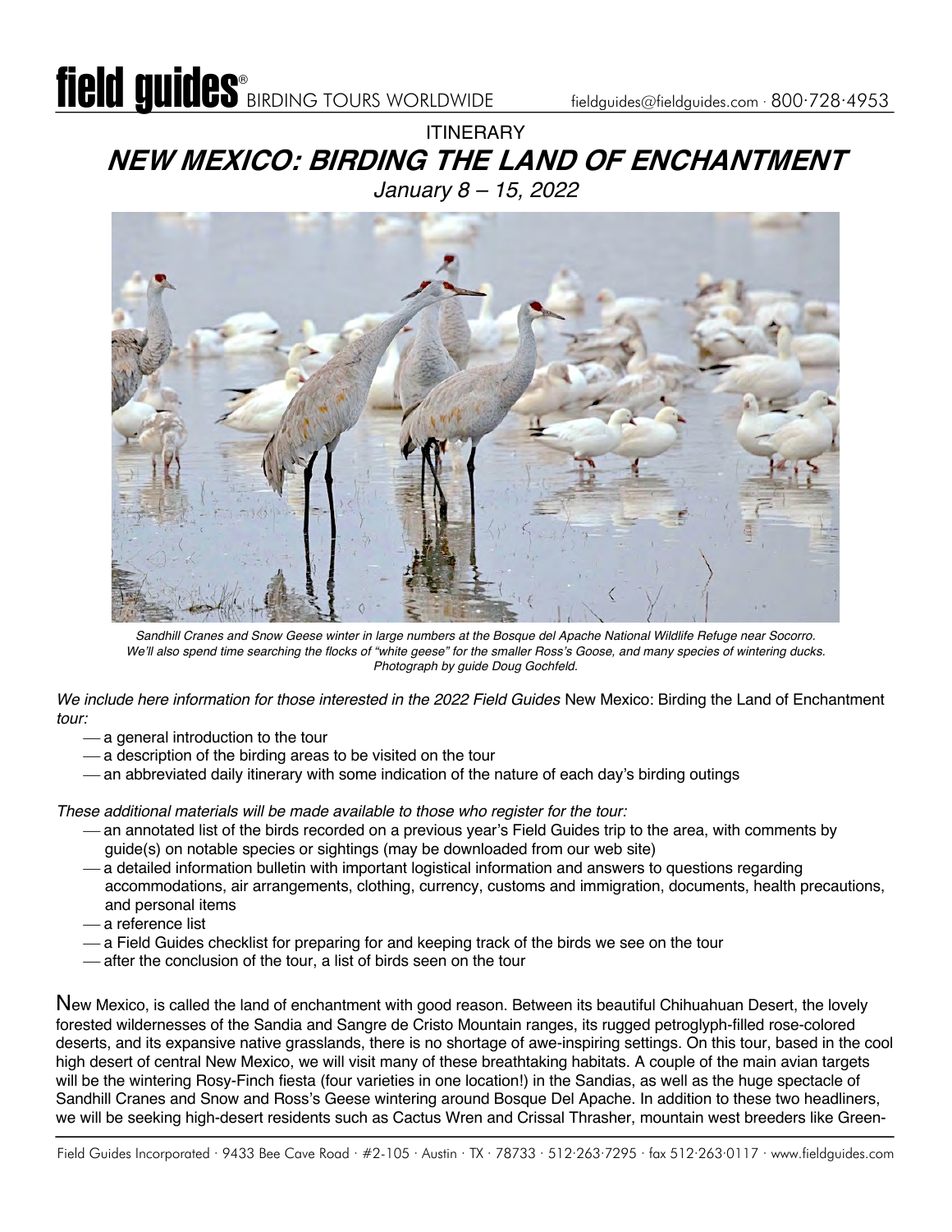# field guides® BIRDING TOURS WORLDWIDE

fieldguides@fieldguides.com · 800·728·4953

ITINERARY

## *NEW MEXICO: BIRDING THE LAND OF ENCHANTMENT*

*January 8 – 15, 2022*

*Sandhill Cranes and Snow Geese winter in large numbers at the Bosque del Apache National Wildlife Refuge near Socorro. We'll also spend time searching the flocks of "white geese" for the smaller Ross's Goose, and many species of wintering ducks. Photograph by guide Doug Gochfeld.*

*We include here information for those interested in the 2022 Field Guides* New Mexico: Birding the Land of Enchantment *tour:*

- a general introduction to the tour
- a description of the birding areas to be visited on the tour
- an abbreviated daily itinerary with some indication of the nature of each day's birding outings

*These additional materials will be made available to those who register for the tour:*

- an annotated list of the birds recorded on a previous year's Field Guides trip to the area, with comments by guide(s) on notable species or sightings (may be downloaded from our web site)
- a detailed information bulletin with important logistical information and answers to questions regarding accommodations, air arrangements, clothing, currency, customs and immigration, documents, health precautions, and personal items
- a reference list
- a Field Guides checklist for preparing for and keeping track of the birds we see on the tour
- after the conclusion of the tour, a list of birds seen on the tour

New Mexico, is called the land of enchantment with good reason. Between its beautiful Chihuahuan Desert, the lovely forested wildernesses of the Sandia and Sangre de Cristo Mountain ranges, its rugged petroglyph-filled rose-colored deserts, and its expansive native grasslands, there is no shortage of awe-inspiring settings. On this tour, based in the cool high desert of central New Mexico, we will visit many of these breathtaking habitats. A couple of the main avian targets will be the wintering Rosy-Finch fiesta (four varieties in one location!) in the Sandias, as well as the huge spectacle of Sandhill Cranes and Snow and Ross's Geese wintering around Bosque Del Apache. In addition to these two headliners, we will be seeking high-desert residents such as Cactus Wren and Crissal Thrasher, mountain west breeders like Green-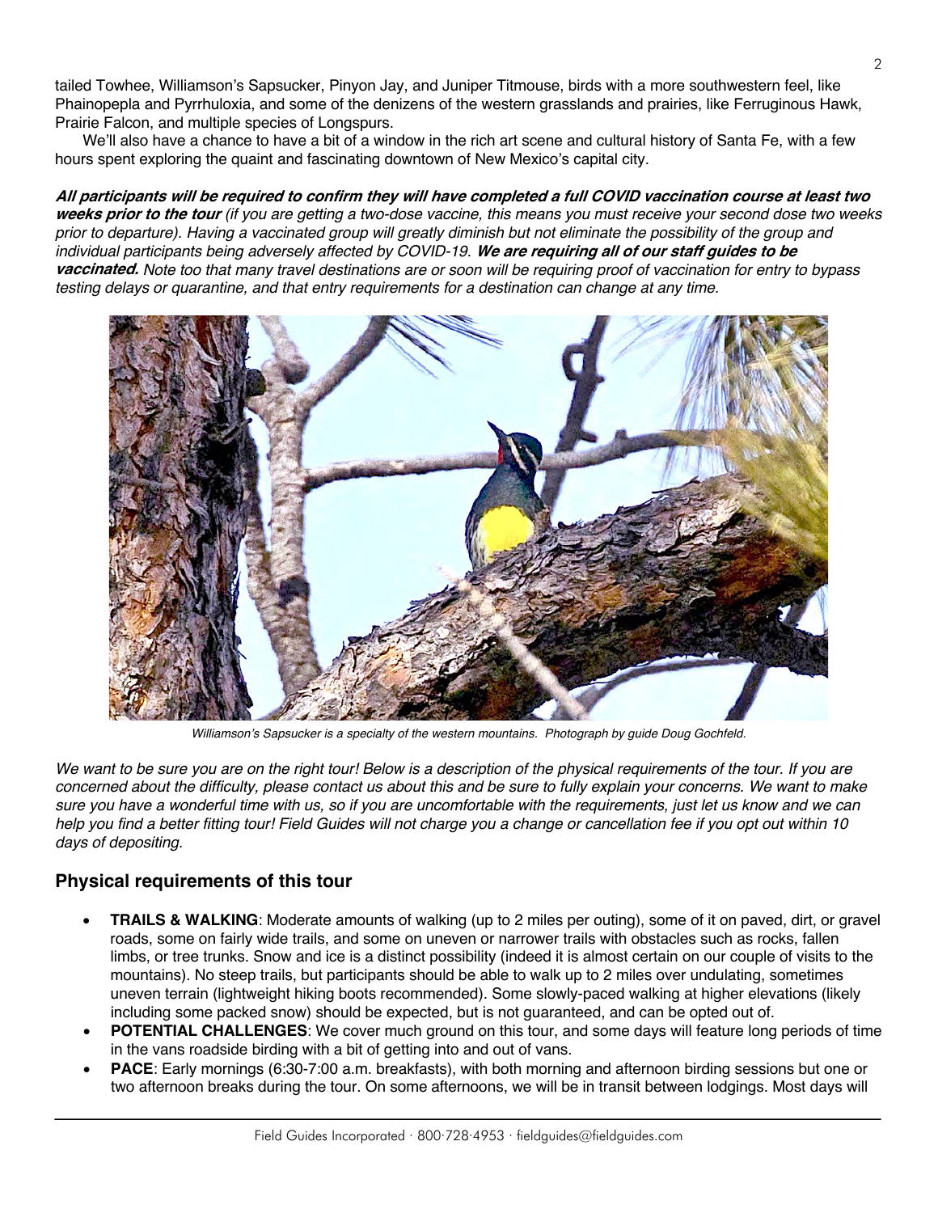tailed Towhee, Williamson's Sapsucker, Pinyon Jay, and Juniper Titmouse, birds with a more southwestern feel, like Phainopepla and Pyrrhuloxia, and some of the denizens of the western grasslands and prairies, like Ferruginous Hawk, Prairie Falcon, and multiple species of Longspurs.

We'll also have a chance to have a bit of a window in the rich art scene and cultural history of Santa Fe, with a few hours spent exploring the quaint and fascinating downtown of New Mexico's capital city.

***All participants will be required to confirm they will have completed a full COVID vaccination course at least two weeks prior to the tour*** *(if you are getting a two-dose vaccine, this means you must receive your second dose two weeks prior to departure). Having a vaccinated group will greatly diminish but not eliminate the possibility of the group and individual participants being adversely affected by COVID-19.* ***We are requiring all of our staff guides to be vaccinated.*** *Note too that many travel destinations are or soon will be requiring proof of vaccination for entry to bypass testing delays or quarantine, and that entry requirements for a destination can change at any time.*

*Williamson's Sapsucker is a specialty of the western mountains. Photograph by guide Doug Gochfeld.*

*We want to be sure you are on the right tour! Below is a description of the physical requirements of the tour. If you are concerned about the difficulty, please contact us about this and be sure to fully explain your concerns. We want to make sure you have a wonderful time with us, so if you are uncomfortable with the requirements, just let us know and we can help you find a better fitting tour! Field Guides will not charge you a change or cancellation fee if you opt out within 10 days of depositing.*

## Physical requirements of this tour

- **TRAILS & WALKING**: Moderate amounts of walking (up to 2 miles per outing), some of it on paved, dirt, or gravel roads, some on fairly wide trails, and some on uneven or narrower trails with obstacles such as rocks, fallen limbs, or tree trunks. Snow and ice is a distinct possibility (indeed it is almost certain on our couple of visits to the mountains). No steep trails, but participants should be able to walk up to 2 miles over undulating, sometimes uneven terrain (lightweight hiking boots recommended). Some slowly-paced walking at higher elevations (likely including some packed snow) should be expected, but is not guaranteed, and can be opted out of.
- **POTENTIAL CHALLENGES**: We cover much ground on this tour, and some days will feature long periods of time in the vans roadside birding with a bit of getting into and out of vans.
- **PACE**: Early mornings (6:30-7:00 a.m. breakfasts), with both morning and afternoon birding sessions but one or two afternoon breaks during the tour. On some afternoons, we will be in transit between lodgings. Most days will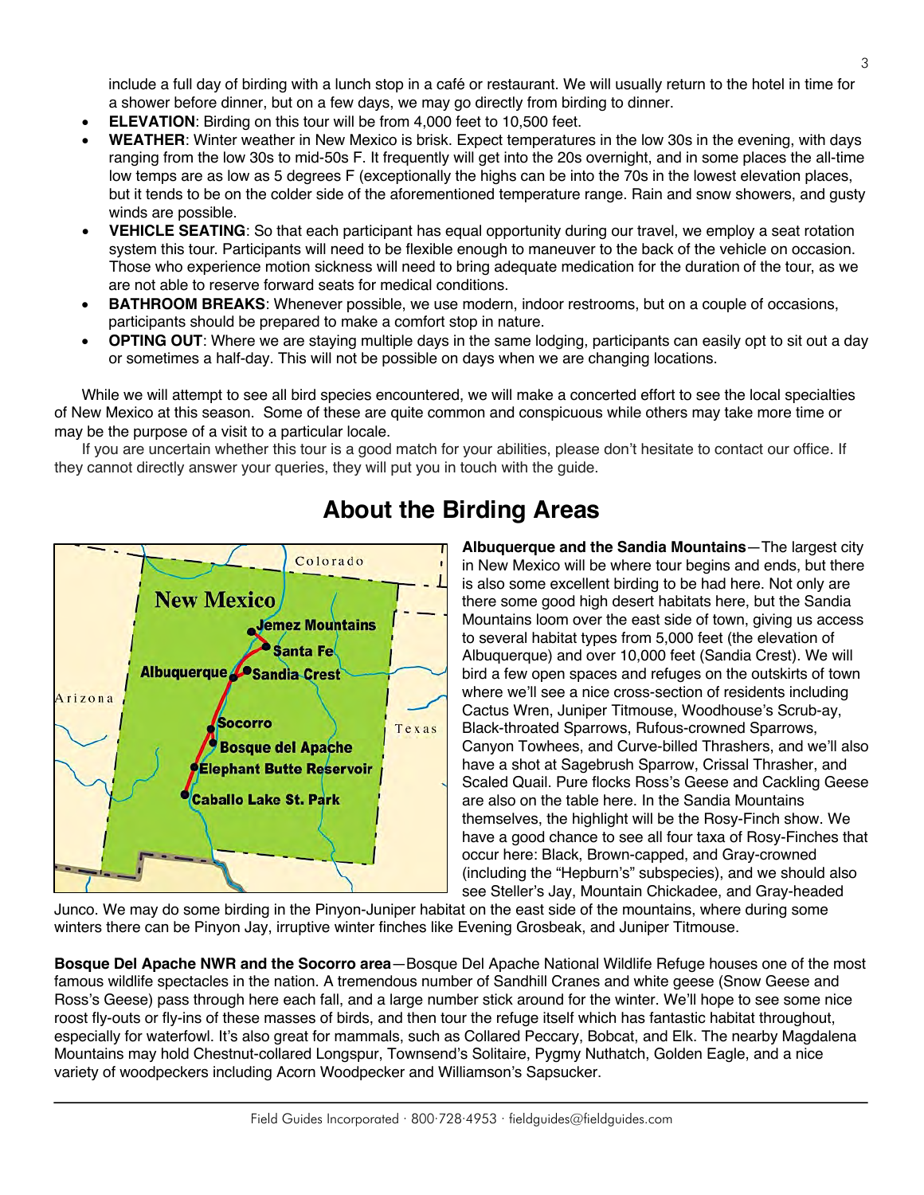include a full day of birding with a lunch stop in a café or restaurant. We will usually return to the hotel in time for a shower before dinner, but on a few days, we may go directly from birding to dinner.

- **ELEVATION**: Birding on this tour will be from 4,000 feet to 10,500 feet.
- **WEATHER**: Winter weather in New Mexico is brisk. Expect temperatures in the low 30s in the evening, with days ranging from the low 30s to mid-50s F. It frequently will get into the 20s overnight, and in some places the all-time low temps are as low as 5 degrees F (exceptionally the highs can be into the 70s in the lowest elevation places, but it tends to be on the colder side of the aforementioned temperature range. Rain and snow showers, and gusty winds are possible.
- **VEHICLE SEATING**: So that each participant has equal opportunity during our travel, we employ a seat rotation system this tour. Participants will need to be flexible enough to maneuver to the back of the vehicle on occasion. Those who experience motion sickness will need to bring adequate medication for the duration of the tour, as we are not able to reserve forward seats for medical conditions.
- **BATHROOM BREAKS**: Whenever possible, we use modern, indoor restrooms, but on a couple of occasions, participants should be prepared to make a comfort stop in nature.
- **OPTING OUT**: Where we are staying multiple days in the same lodging, participants can easily opt to sit out a day or sometimes a half-day. This will not be possible on days when we are changing locations.

While we will attempt to see all bird species encountered, we will make a concerted effort to see the local specialties of New Mexico at this season. Some of these are quite common and conspicuous while others may take more time or may be the purpose of a visit to a particular locale.

If you are uncertain whether this tour is a good match for your abilities, please don't hesitate to contact our office. If they cannot directly answer your queries, they will put you in touch with the guide.

## About the Birding Areas

**Albuquerque and the Sandia Mountains**—The largest city in New Mexico will be where tour begins and ends, but there is also some excellent birding to be had here. Not only are there some good high desert habitats here, but the Sandia Mountains loom over the east side of town, giving us access to several habitat types from 5,000 feet (the elevation of Albuquerque) and over 10,000 feet (Sandia Crest). We will bird a few open spaces and refuges on the outskirts of town where we'll see a nice cross-section of residents including Cactus Wren, Juniper Titmouse, Woodhouse's Scrub-ay, Black-throated Sparrows, Rufous-crowned Sparrows, Canyon Towhees, and Curve-billed Thrashers, and we'll also have a shot at Sagebrush Sparrow, Crissal Thrasher, and Scaled Quail. Pure flocks Ross's Geese and Cackling Geese are also on the table here. In the Sandia Mountains themselves, the highlight will be the Rosy-Finch show. We have a good chance to see all four taxa of Rosy-Finches that occur here: Black, Brown-capped, and Gray-crowned (including the "Hepburn's" subspecies), and we should also see Steller's Jay, Mountain Chickadee, and Gray-headed Junco. We may do some birding in the Pinyon-Juniper habitat on the east side of the mountains, where during some winters there can be Pinyon Jay, irruptive winter finches like Evening Grosbeak, and Juniper Titmouse.

**Bosque Del Apache NWR and the Socorro area**—Bosque Del Apache National Wildlife Refuge houses one of the most famous wildlife spectacles in the nation. A tremendous number of Sandhill Cranes and white geese (Snow Geese and Ross's Geese) pass through here each fall, and a large number stick around for the winter. We'll hope to see some nice roost fly-outs or fly-ins of these masses of birds, and then tour the refuge itself which has fantastic habitat throughout, especially for waterfowl. It's also great for mammals, such as Collared Peccary, Bobcat, and Elk. The nearby Magdalena Mountains may hold Chestnut-collared Longspur, Townsend's Solitaire, Pygmy Nuthatch, Golden Eagle, and a nice variety of woodpeckers including Acorn Woodpecker and Williamson's Sapsucker.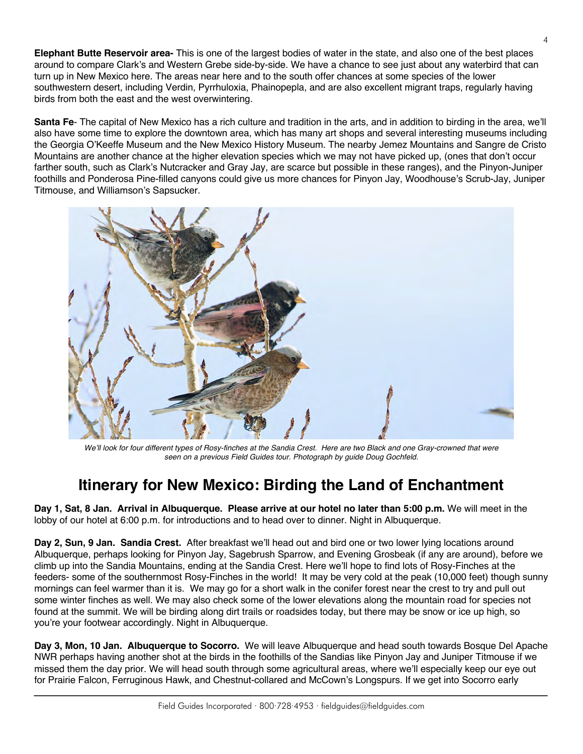**Elephant Butte Reservoir area-** This is one of the largest bodies of water in the state, and also one of the best places around to compare Clark's and Western Grebe side-by-side. We have a chance to see just about any waterbird that can turn up in New Mexico here. The areas near here and to the south offer chances at some species of the lower southwestern desert, including Verdin, Pyrrhuloxia, Phainopepla, and are also excellent migrant traps, regularly having birds from both the east and the west overwintering.

**Santa Fe**- The capital of New Mexico has a rich culture and tradition in the arts, and in addition to birding in the area, we'll also have some time to explore the downtown area, which has many art shops and several interesting museums including the Georgia O'Keeffe Museum and the New Mexico History Museum. The nearby Jemez Mountains and Sangre de Cristo Mountains are another chance at the higher elevation species which we may not have picked up, (ones that don't occur farther south, such as Clark's Nutcracker and Gray Jay, are scarce but possible in these ranges), and the Pinyon-Juniper foothills and Ponderosa Pine-filled canyons could give us more chances for Pinyon Jay, Woodhouse's Scrub-Jay, Juniper Titmouse, and Williamson's Sapsucker.

*We'll look for four different types of Rosy-finches at the Sandia Crest. Here are two Black and one Gray-crowned that were seen on a previous Field Guides tour. Photograph by guide Doug Gochfeld.*

# Itinerary for New Mexico: Birding the Land of Enchantment

**Day 1, Sat, 8 Jan. Arrival in Albuquerque. Please arrive at our hotel no later than 5:00 p.m.** We will meet in the lobby of our hotel at 6:00 p.m. for introductions and to head over to dinner. Night in Albuquerque.

**Day 2, Sun, 9 Jan. Sandia Crest.** After breakfast we'll head out and bird one or two lower lying locations around Albuquerque, perhaps looking for Pinyon Jay, Sagebrush Sparrow, and Evening Grosbeak (if any are around), before we climb up into the Sandia Mountains, ending at the Sandia Crest. Here we'll hope to find lots of Rosy-Finches at the feeders- some of the southernmost Rosy-Finches in the world! It may be very cold at the peak (10,000 feet) though sunny mornings can feel warmer than it is. We may go for a short walk in the conifer forest near the crest to try and pull out some winter finches as well. We may also check some of the lower elevations along the mountain road for species not found at the summit. We will be birding along dirt trails or roadsides today, but there may be snow or ice up high, so you're your footwear accordingly. Night in Albuquerque.

**Day 3, Mon, 10 Jan. Albuquerque to Socorro.** We will leave Albuquerque and head south towards Bosque Del Apache NWR perhaps having another shot at the birds in the foothills of the Sandias like Pinyon Jay and Juniper Titmouse if we missed them the day prior. We will head south through some agricultural areas, where we'll especially keep our eye out for Prairie Falcon, Ferruginous Hawk, and Chestnut-collared and McCown's Longspurs. If we get into Socorro early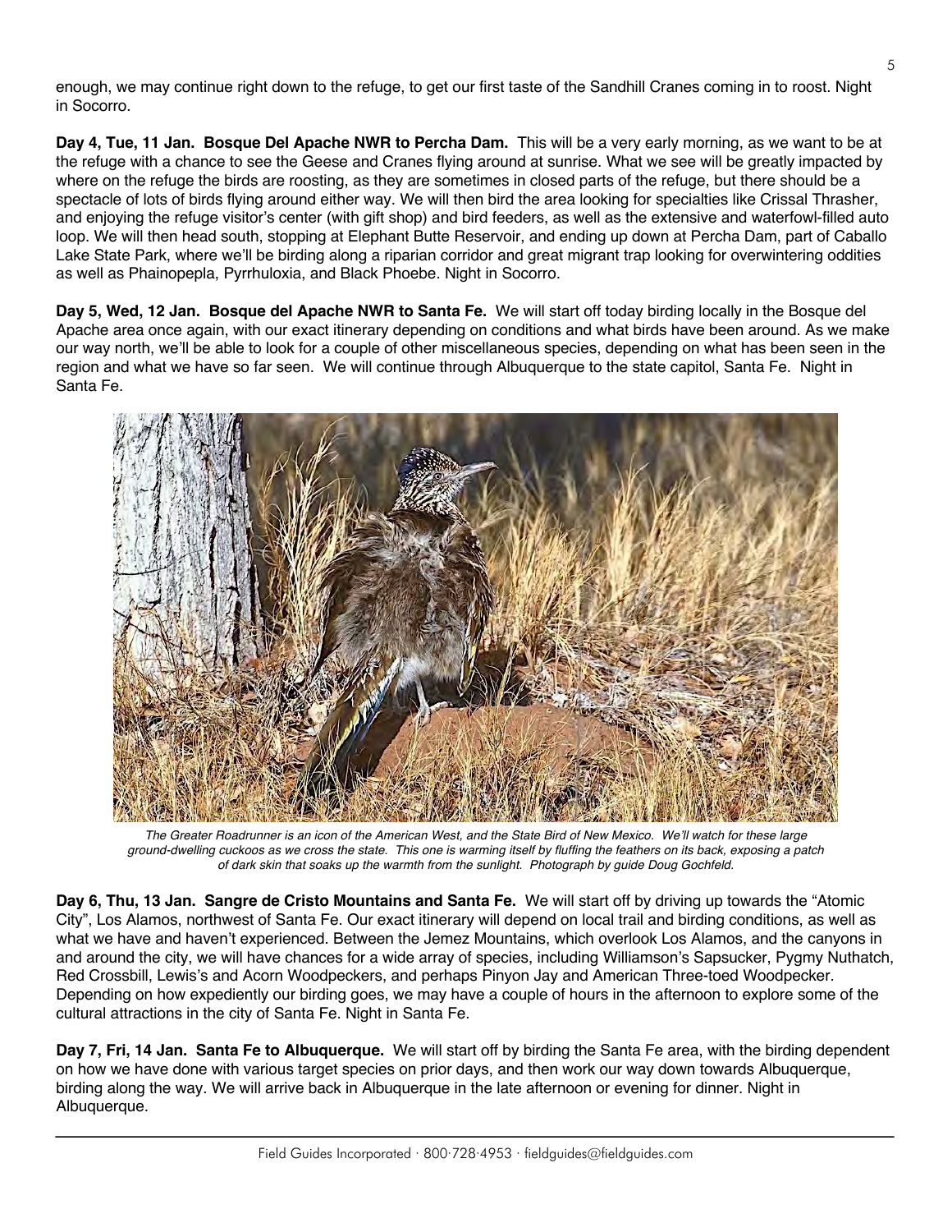enough, we may continue right down to the refuge, to get our first taste of the Sandhill Cranes coming in to roost. Night in Socorro.

**Day 4, Tue, 11 Jan. Bosque Del Apache NWR to Percha Dam.** This will be a very early morning, as we want to be at the refuge with a chance to see the Geese and Cranes flying around at sunrise. What we see will be greatly impacted by where on the refuge the birds are roosting, as they are sometimes in closed parts of the refuge, but there should be a spectacle of lots of birds flying around either way. We will then bird the area looking for specialties like Crissal Thrasher, and enjoying the refuge visitor's center (with gift shop) and bird feeders, as well as the extensive and waterfowl-filled auto loop. We will then head south, stopping at Elephant Butte Reservoir, and ending up down at Percha Dam, part of Caballo Lake State Park, where we'll be birding along a riparian corridor and great migrant trap looking for overwintering oddities as well as Phainopepla, Pyrrhuloxia, and Black Phoebe. Night in Socorro.

**Day 5, Wed, 12 Jan. Bosque del Apache NWR to Santa Fe.** We will start off today birding locally in the Bosque del Apache area once again, with our exact itinerary depending on conditions and what birds have been around. As we make our way north, we'll be able to look for a couple of other miscellaneous species, depending on what has been seen in the region and what we have so far seen. We will continue through Albuquerque to the state capitol, Santa Fe. Night in Santa Fe.

*The Greater Roadrunner is an icon of the American West, and the State Bird of New Mexico. We'll watch for these large ground-dwelling cuckoos as we cross the state. This one is warming itself by fluffing the feathers on its back, exposing a patch of dark skin that soaks up the warmth from the sunlight. Photograph by guide Doug Gochfeld.*

**Day 6, Thu, 13 Jan. Sangre de Cristo Mountains and Santa Fe.** We will start off by driving up towards the "Atomic City", Los Alamos, northwest of Santa Fe. Our exact itinerary will depend on local trail and birding conditions, as well as what we have and haven't experienced. Between the Jemez Mountains, which overlook Los Alamos, and the canyons in and around the city, we will have chances for a wide array of species, including Williamson's Sapsucker, Pygmy Nuthatch, Red Crossbill, Lewis's and Acorn Woodpeckers, and perhaps Pinyon Jay and American Three-toed Woodpecker. Depending on how expediently our birding goes, we may have a couple of hours in the afternoon to explore some of the cultural attractions in the city of Santa Fe. Night in Santa Fe.

**Day 7, Fri, 14 Jan. Santa Fe to Albuquerque.** We will start off by birding the Santa Fe area, with the birding dependent on how we have done with various target species on prior days, and then work our way down towards Albuquerque, birding along the way. We will arrive back in Albuquerque in the late afternoon or evening for dinner. Night in Albuquerque.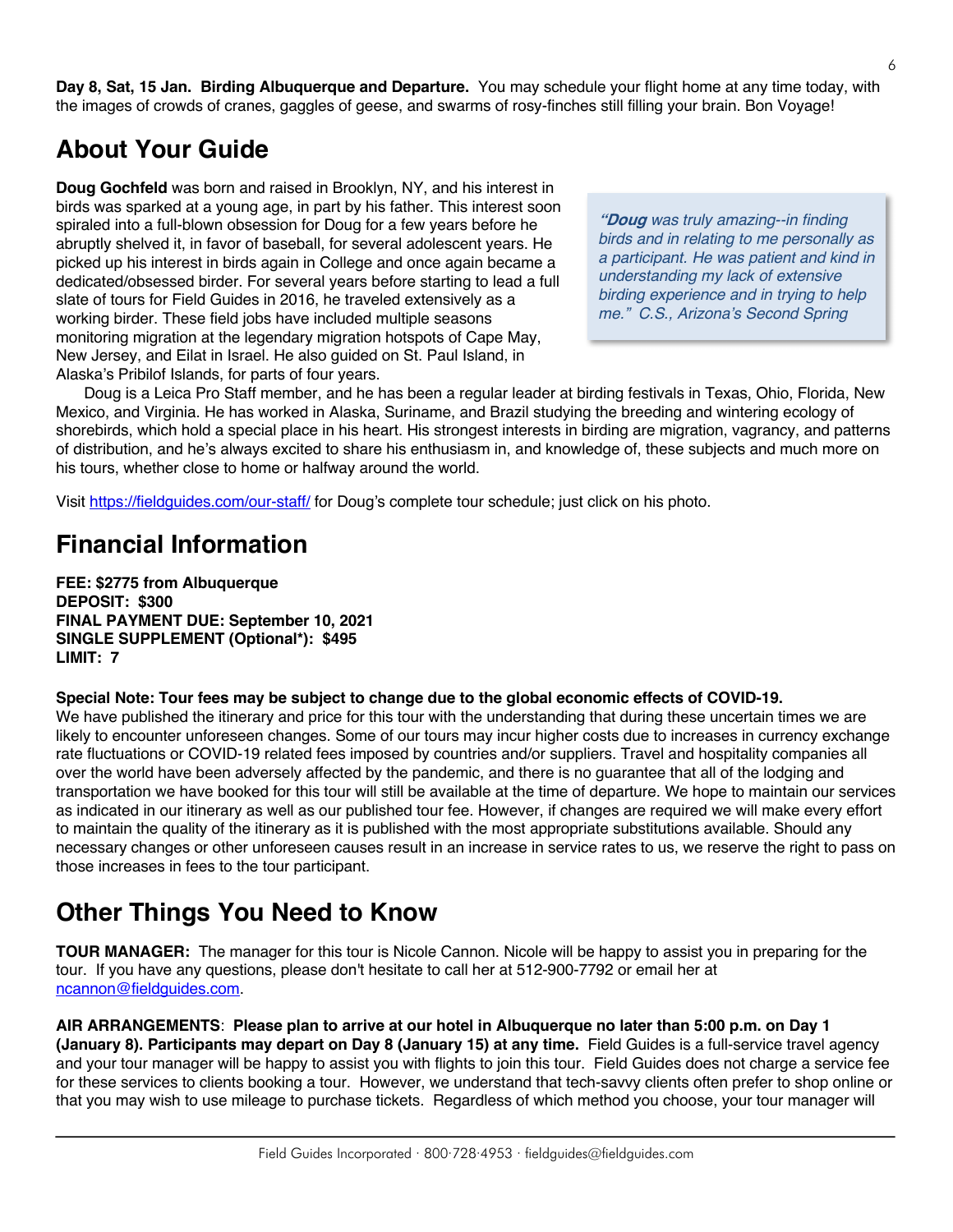**Day 8, Sat, 15 Jan. Birding Albuquerque and Departure.** You may schedule your flight home at any time today, with the images of crowds of cranes, gaggles of geese, and swarms of rosy-finches still filling your brain. Bon Voyage!

## About Your Guide

**Doug Gochfeld** was born and raised in Brooklyn, NY, and his interest in birds was sparked at a young age, in part by his father. This interest soon spiraled into a full-blown obsession for Doug for a few years before he abruptly shelved it, in favor of baseball, for several adolescent years. He picked up his interest in birds again in College and once again became a dedicated/obsessed birder. For several years before starting to lead a full slate of tours for Field Guides in 2016, he traveled extensively as a working birder. These field jobs have included multiple seasons monitoring migration at the legendary migration hotspots of Cape May, New Jersey, and Eilat in Israel. He also guided on St. Paul Island, in Alaska's Pribilof Islands, for parts of four years.

> *"**Doug** was truly amazing--in finding birds and in relating to me personally as a participant. He was patient and kind in understanding my lack of extensive birding experience and in trying to help me." C.S., Arizona's Second Spring*

Doug is a Leica Pro Staff member, and he has been a regular leader at birding festivals in Texas, Ohio, Florida, New Mexico, and Virginia. He has worked in Alaska, Suriname, and Brazil studying the breeding and wintering ecology of shorebirds, which hold a special place in his heart. His strongest interests in birding are migration, vagrancy, and patterns of distribution, and he's always excited to share his enthusiasm in, and knowledge of, these subjects and much more on his tours, whether close to home or halfway around the world.

Visit https://fieldguides.com/our-staff/ for Doug's complete tour schedule; just click on his photo.

## Financial Information

**FEE: $2775 from Albuquerque**
**DEPOSIT: $300**
**FINAL PAYMENT DUE: September 10, 2021**
**SINGLE SUPPLEMENT (Optional*): $495**
**LIMIT: 7**

**Special Note: Tour fees may be subject to change due to the global economic effects of COVID-19.**
We have published the itinerary and price for this tour with the understanding that during these uncertain times we are likely to encounter unforeseen changes. Some of our tours may incur higher costs due to increases in currency exchange rate fluctuations or COVID-19 related fees imposed by countries and/or suppliers. Travel and hospitality companies all over the world have been adversely affected by the pandemic, and there is no guarantee that all of the lodging and transportation we have booked for this tour will still be available at the time of departure. We hope to maintain our services as indicated in our itinerary as well as our published tour fee. However, if changes are required we will make every effort to maintain the quality of the itinerary as it is published with the most appropriate substitutions available. Should any necessary changes or other unforeseen causes result in an increase in service rates to us, we reserve the right to pass on those increases in fees to the tour participant.

## Other Things You Need to Know

**TOUR MANAGER:** The manager for this tour is Nicole Cannon. Nicole will be happy to assist you in preparing for the tour. If you have any questions, please don't hesitate to call her at 512-900-7792 or email her at ncannon@fieldguides.com.

**AIR ARRANGEMENTS**: **Please plan to arrive at our hotel in Albuquerque no later than 5:00 p.m. on Day 1 (January 8). Participants may depart on Day 8 (January 15) at any time.** Field Guides is a full-service travel agency and your tour manager will be happy to assist you with flights to join this tour. Field Guides does not charge a service fee for these services to clients booking a tour. However, we understand that tech-savvy clients often prefer to shop online or that you may wish to use mileage to purchase tickets. Regardless of which method you choose, your tour manager will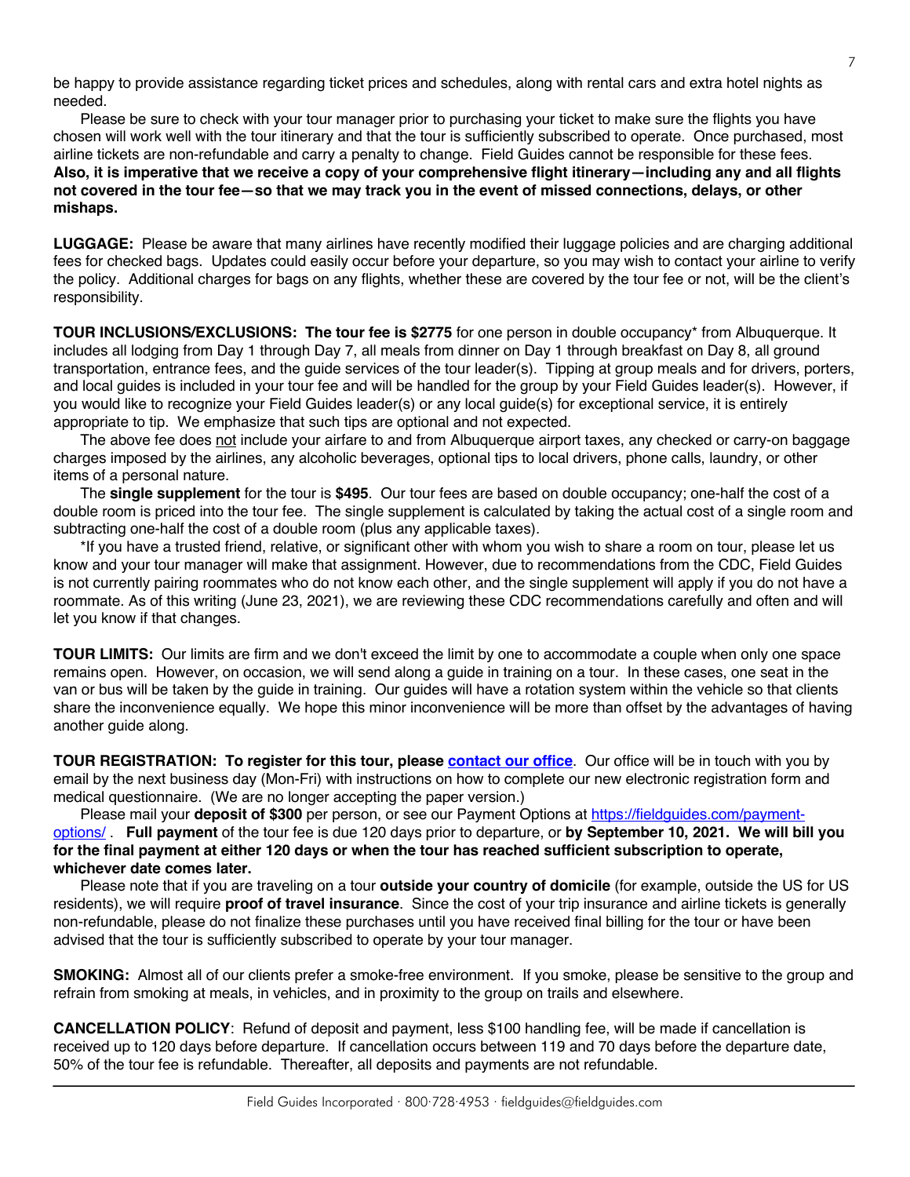be happy to provide assistance regarding ticket prices and schedules, along with rental cars and extra hotel nights as needed.

Please be sure to check with your tour manager prior to purchasing your ticket to make sure the flights you have chosen will work well with the tour itinerary and that the tour is sufficiently subscribed to operate. Once purchased, most airline tickets are non-refundable and carry a penalty to change. Field Guides cannot be responsible for these fees. **Also, it is imperative that we receive a copy of your comprehensive flight itinerary—including any and all flights not covered in the tour fee—so that we may track you in the event of missed connections, delays, or other mishaps.**

**LUGGAGE:** Please be aware that many airlines have recently modified their luggage policies and are charging additional fees for checked bags. Updates could easily occur before your departure, so you may wish to contact your airline to verify the policy. Additional charges for bags on any flights, whether these are covered by the tour fee or not, will be the client's responsibility.

**TOUR INCLUSIONS/EXCLUSIONS: The tour fee is $2775** for one person in double occupancy* from Albuquerque. It includes all lodging from Day 1 through Day 7, all meals from dinner on Day 1 through breakfast on Day 8, all ground transportation, entrance fees, and the guide services of the tour leader(s). Tipping at group meals and for drivers, porters, and local guides is included in your tour fee and will be handled for the group by your Field Guides leader(s). However, if you would like to recognize your Field Guides leader(s) or any local guide(s) for exceptional service, it is entirely appropriate to tip. We emphasize that such tips are optional and not expected.

The above fee does not include your airfare to and from Albuquerque airport taxes, any checked or carry-on baggage charges imposed by the airlines, any alcoholic beverages, optional tips to local drivers, phone calls, laundry, or other items of a personal nature.

The **single supplement** for the tour is **$495**. Our tour fees are based on double occupancy; one-half the cost of a double room is priced into the tour fee. The single supplement is calculated by taking the actual cost of a single room and subtracting one-half the cost of a double room (plus any applicable taxes).

*If you have a trusted friend, relative, or significant other with whom you wish to share a room on tour, please let us know and your tour manager will make that assignment. However, due to recommendations from the CDC, Field Guides is not currently pairing roommates who do not know each other, and the single supplement will apply if you do not have a roommate. As of this writing (June 23, 2021), we are reviewing these CDC recommendations carefully and often and will let you know if that changes.

**TOUR LIMITS:** Our limits are firm and we don't exceed the limit by one to accommodate a couple when only one space remains open. However, on occasion, we will send along a guide in training on a tour. In these cases, one seat in the van or bus will be taken by the guide in training. Our guides will have a rotation system within the vehicle so that clients share the inconvenience equally. We hope this minor inconvenience will be more than offset by the advantages of having another guide along.

**TOUR REGISTRATION: To register for this tour, please [contact our office](#).** Our office will be in touch with you by email by the next business day (Mon-Fri) with instructions on how to complete our new electronic registration form and medical questionnaire. (We are no longer accepting the paper version.)

Please mail your **deposit of $300** per person, or see our Payment Options at [https://fieldguides.com/payment-options/](https://fieldguides.com/payment-options/) . **Full payment** of the tour fee is due 120 days prior to departure, or **by September 10, 2021. We will bill you for the final payment at either 120 days or when the tour has reached sufficient subscription to operate, whichever date comes later.**

Please note that if you are traveling on a tour **outside your country of domicile** (for example, outside the US for US residents), we will require **proof of travel insurance**. Since the cost of your trip insurance and airline tickets is generally non-refundable, please do not finalize these purchases until you have received final billing for the tour or have been advised that the tour is sufficiently subscribed to operate by your tour manager.

**SMOKING:** Almost all of our clients prefer a smoke-free environment. If you smoke, please be sensitive to the group and refrain from smoking at meals, in vehicles, and in proximity to the group on trails and elsewhere.

**CANCELLATION POLICY**: Refund of deposit and payment, less $100 handling fee, will be made if cancellation is received up to 120 days before departure. If cancellation occurs between 119 and 70 days before the departure date, 50% of the tour fee is refundable. Thereafter, all deposits and payments are not refundable.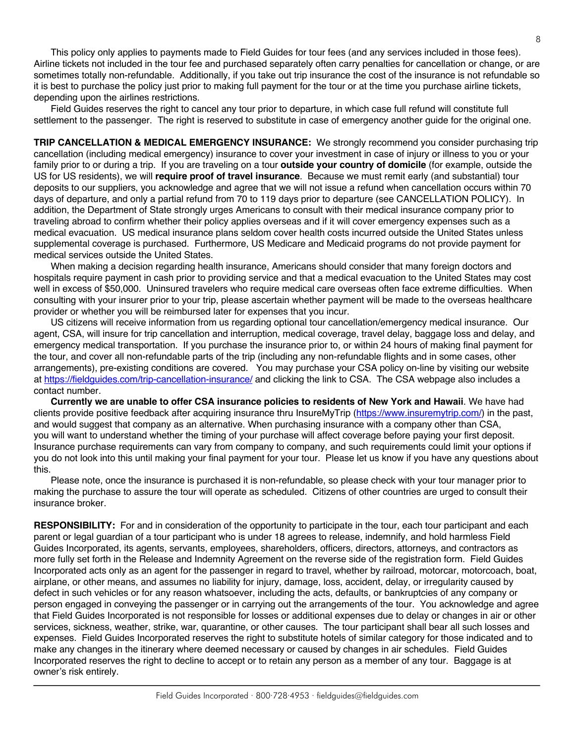This policy only applies to payments made to Field Guides for tour fees (and any services included in those fees). Airline tickets not included in the tour fee and purchased separately often carry penalties for cancellation or change, or are sometimes totally non-refundable. Additionally, if you take out trip insurance the cost of the insurance is not refundable so it is best to purchase the policy just prior to making full payment for the tour or at the time you purchase airline tickets, depending upon the airlines restrictions.

Field Guides reserves the right to cancel any tour prior to departure, in which case full refund will constitute full settlement to the passenger. The right is reserved to substitute in case of emergency another guide for the original one.

**TRIP CANCELLATION & MEDICAL EMERGENCY INSURANCE:** We strongly recommend you consider purchasing trip cancellation (including medical emergency) insurance to cover your investment in case of injury or illness to you or your family prior to or during a trip. If you are traveling on a tour **outside your country of domicile** (for example, outside the US for US residents), we will **require proof of travel insurance**. Because we must remit early (and substantial) tour deposits to our suppliers, you acknowledge and agree that we will not issue a refund when cancellation occurs within 70 days of departure, and only a partial refund from 70 to 119 days prior to departure (see CANCELLATION POLICY). In addition, the Department of State strongly urges Americans to consult with their medical insurance company prior to traveling abroad to confirm whether their policy applies overseas and if it will cover emergency expenses such as a medical evacuation. US medical insurance plans seldom cover health costs incurred outside the United States unless supplemental coverage is purchased. Furthermore, US Medicare and Medicaid programs do not provide payment for medical services outside the United States.

When making a decision regarding health insurance, Americans should consider that many foreign doctors and hospitals require payment in cash prior to providing service and that a medical evacuation to the United States may cost well in excess of $50,000. Uninsured travelers who require medical care overseas often face extreme difficulties. When consulting with your insurer prior to your trip, please ascertain whether payment will be made to the overseas healthcare provider or whether you will be reimbursed later for expenses that you incur.

US citizens will receive information from us regarding optional tour cancellation/emergency medical insurance. Our agent, CSA, will insure for trip cancellation and interruption, medical coverage, travel delay, baggage loss and delay, and emergency medical transportation. If you purchase the insurance prior to, or within 24 hours of making final payment for the tour, and cover all non-refundable parts of the trip (including any non-refundable flights and in some cases, other arrangements), pre-existing conditions are covered. You may purchase your CSA policy on-line by visiting our website at https://fieldguides.com/trip-cancellation-insurance/ and clicking the link to CSA. The CSA webpage also includes a contact number.

**Currently we are unable to offer CSA insurance policies to residents of New York and Hawaii**. We have had clients provide positive feedback after acquiring insurance thru InsureMyTrip (https://www.insuremytrip.com/) in the past, and would suggest that company as an alternative. When purchasing insurance with a company other than CSA, you will want to understand whether the timing of your purchase will affect coverage before paying your first deposit. Insurance purchase requirements can vary from company to company, and such requirements could limit your options if you do not look into this until making your final payment for your tour. Please let us know if you have any questions about this.

Please note, once the insurance is purchased it is non-refundable, so please check with your tour manager prior to making the purchase to assure the tour will operate as scheduled. Citizens of other countries are urged to consult their insurance broker.

**RESPONSIBILITY:** For and in consideration of the opportunity to participate in the tour, each tour participant and each parent or legal guardian of a tour participant who is under 18 agrees to release, indemnify, and hold harmless Field Guides Incorporated, its agents, servants, employees, shareholders, officers, directors, attorneys, and contractors as more fully set forth in the Release and Indemnity Agreement on the reverse side of the registration form. Field Guides Incorporated acts only as an agent for the passenger in regard to travel, whether by railroad, motorcar, motorcoach, boat, airplane, or other means, and assumes no liability for injury, damage, loss, accident, delay, or irregularity caused by defect in such vehicles or for any reason whatsoever, including the acts, defaults, or bankruptcies of any company or person engaged in conveying the passenger or in carrying out the arrangements of the tour. You acknowledge and agree that Field Guides Incorporated is not responsible for losses or additional expenses due to delay or changes in air or other services, sickness, weather, strike, war, quarantine, or other causes. The tour participant shall bear all such losses and expenses. Field Guides Incorporated reserves the right to substitute hotels of similar category for those indicated and to make any changes in the itinerary where deemed necessary or caused by changes in air schedules. Field Guides Incorporated reserves the right to decline to accept or to retain any person as a member of any tour. Baggage is at owner's risk entirely.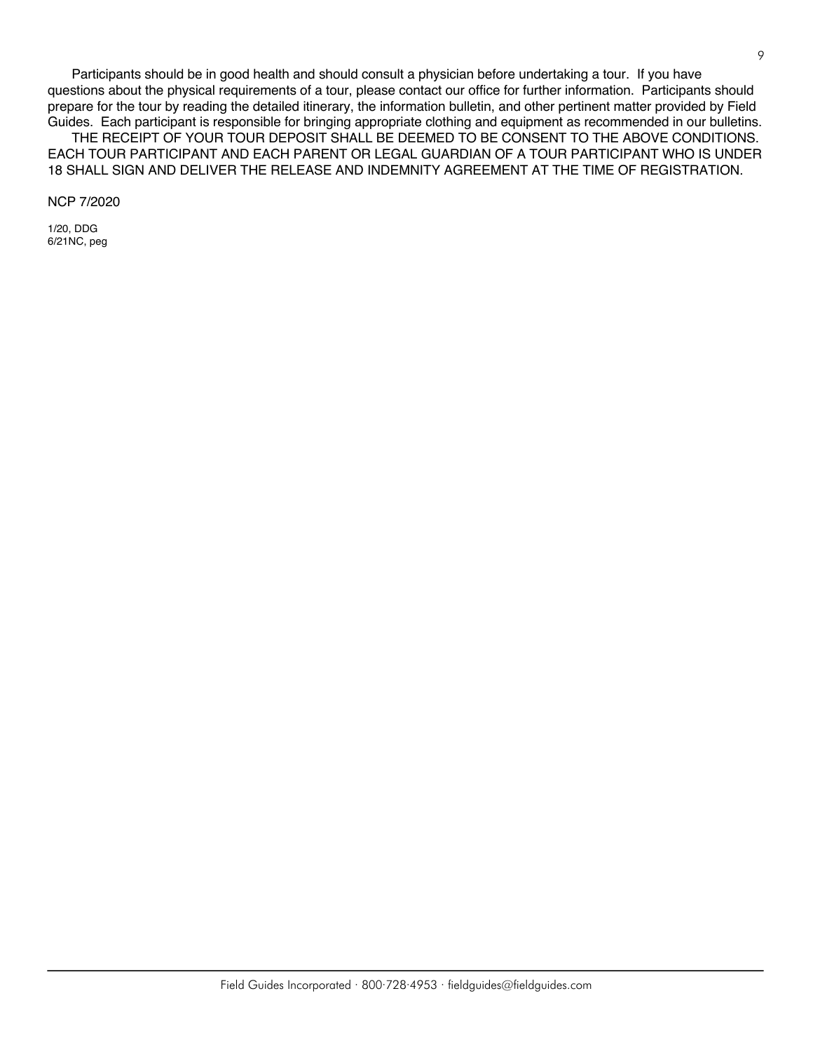Participants should be in good health and should consult a physician before undertaking a tour. If you have questions about the physical requirements of a tour, please contact our office for further information. Participants should prepare for the tour by reading the detailed itinerary, the information bulletin, and other pertinent matter provided by Field Guides. Each participant is responsible for bringing appropriate clothing and equipment as recommended in our bulletins.

THE RECEIPT OF YOUR TOUR DEPOSIT SHALL BE DEEMED TO BE CONSENT TO THE ABOVE CONDITIONS. EACH TOUR PARTICIPANT AND EACH PARENT OR LEGAL GUARDIAN OF A TOUR PARTICIPANT WHO IS UNDER 18 SHALL SIGN AND DELIVER THE RELEASE AND INDEMNITY AGREEMENT AT THE TIME OF REGISTRATION.

NCP 7/2020

1/20, DDG
6/21NC, peg